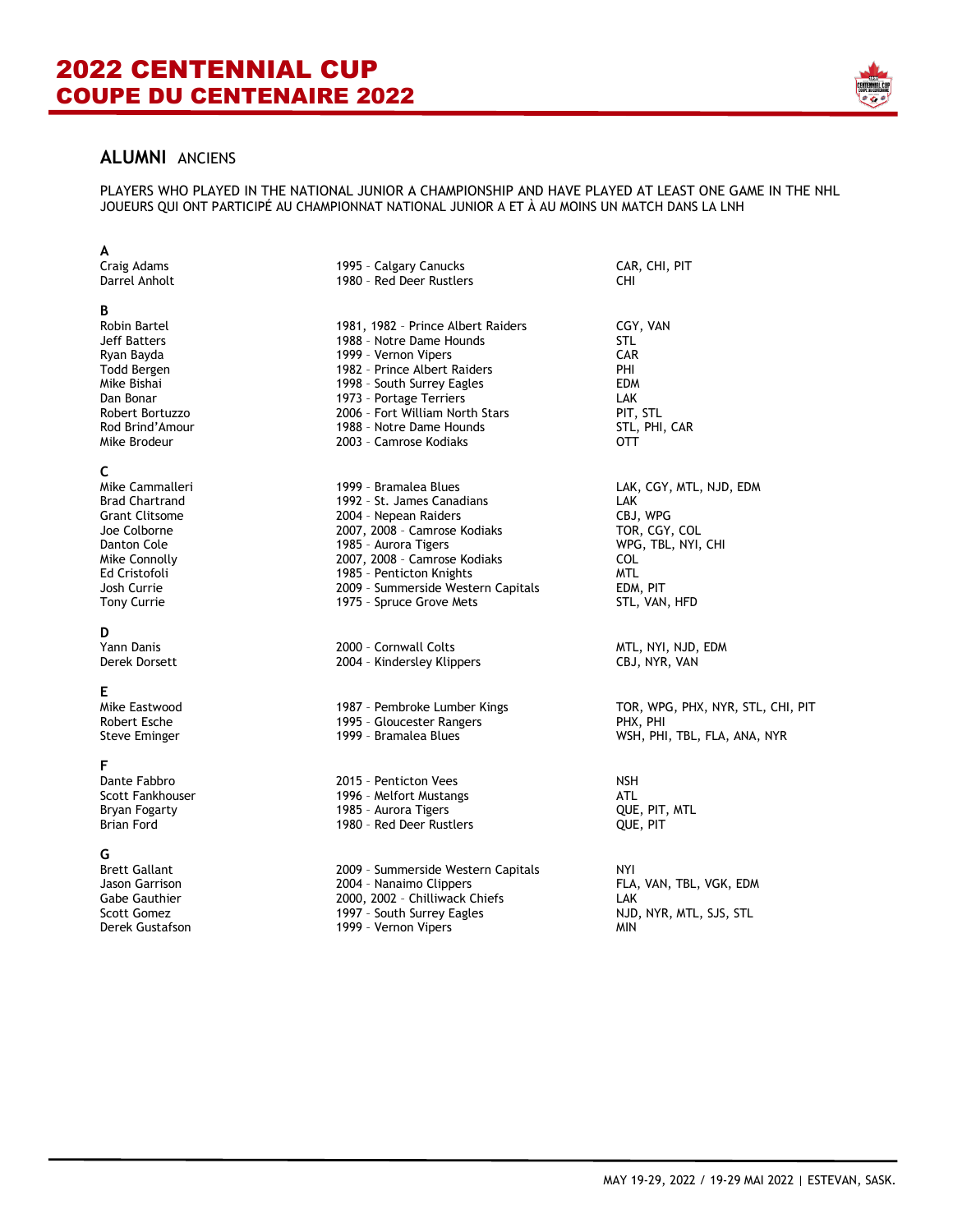# 2022 CENTENNIAL CUP
# COUPE DU CENTENAIRE 2022

## ALUMNI ANCIENS

PLAYERS WHO PLAYED IN THE NATIONAL JUNIOR A CHAMPIONSHIP AND HAVE PLAYED AT LEAST ONE GAME IN THE NHL
JOUEURS QUI ONT PARTICIPÉ AU CHAMPIONNAT NATIONAL JUNIOR A ET À AU MOINS UN MATCH DANS LA LNH

### A

| | | |
|---|---|---|
| Craig Adams | 1995 – Calgary Canucks | CAR, CHI, PIT |
| Darrel Anholt | 1980 – Red Deer Rustlers | CHI |

### B

| | | |
|---|---|---|
| Robin Bartel | 1981, 1982 – Prince Albert Raiders | CGY, VAN |
| Jeff Batters | 1988 – Notre Dame Hounds | STL |
| Ryan Bayda | 1999 – Vernon Vipers | CAR |
| Todd Bergen | 1982 – Prince Albert Raiders | PHI |
| Mike Bishai | 1998 – South Surrey Eagles | EDM |
| Dan Bonar | 1973 – Portage Terriers | LAK |
| Robert Bortuzzo | 2006 – Fort William North Stars | PIT, STL |
| Rod Brind'Amour | 1988 – Notre Dame Hounds | STL, PHI, CAR |
| Mike Brodeur | 2003 – Camrose Kodiaks | OTT |

### C

| | | |
|---|---|---|
| Mike Cammalleri | 1999 – Bramalea Blues | LAK, CGY, MTL, NJD, EDM |
| Brad Chartrand | 1992 – St. James Canadians | LAK |
| Grant Clitsome | 2004 – Nepean Raiders | CBJ, WPG |
| Joe Colborne | 2007, 2008 – Camrose Kodiaks | TOR, CGY, COL |
| Danton Cole | 1985 – Aurora Tigers | WPG, TBL, NYI, CHI |
| Mike Connolly | 2007, 2008 – Camrose Kodiaks | COL |
| Ed Cristofoli | 1985 – Penticton Knights | MTL |
| Josh Currie | 2009 – Summerside Western Capitals | EDM, PIT |
| Tony Currie | 1975 – Spruce Grove Mets | STL, VAN, HFD |

### D

| | | |
|---|---|---|
| Yann Danis | 2000 – Cornwall Colts | MTL, NYI, NJD, EDM |
| Derek Dorsett | 2004 – Kindersley Klippers | CBJ, NYR, VAN |

### E

| | | |
|---|---|---|
| Mike Eastwood | 1987 – Pembroke Lumber Kings | TOR, WPG, PHX, NYR, STL, CHI, PIT |
| Robert Esche | 1995 – Gloucester Rangers | PHX, PHI |
| Steve Eminger | 1999 – Bramalea Blues | WSH, PHI, TBL, FLA, ANA, NYR |

### F

| | | |
|---|---|---|
| Dante Fabbro | 2015 – Penticton Vees | NSH |
| Scott Fankhouser | 1996 – Melfort Mustangs | ATL |
| Bryan Fogarty | 1985 – Aurora Tigers | QUE, PIT, MTL |
| Brian Ford | 1980 – Red Deer Rustlers | QUE, PIT |

### G

| | | |
|---|---|---|
| Brett Gallant | 2009 – Summerside Western Capitals | NYI |
| Jason Garrison | 2004 – Nanaimo Clippers | FLA, VAN, TBL, VGK, EDM |
| Gabe Gauthier | 2000, 2002 – Chilliwack Chiefs | LAK |
| Scott Gomez | 1997 – South Surrey Eagles | NJD, NYR, MTL, SJS, STL |
| Derek Gustafson | 1999 – Vernon Vipers | MIN |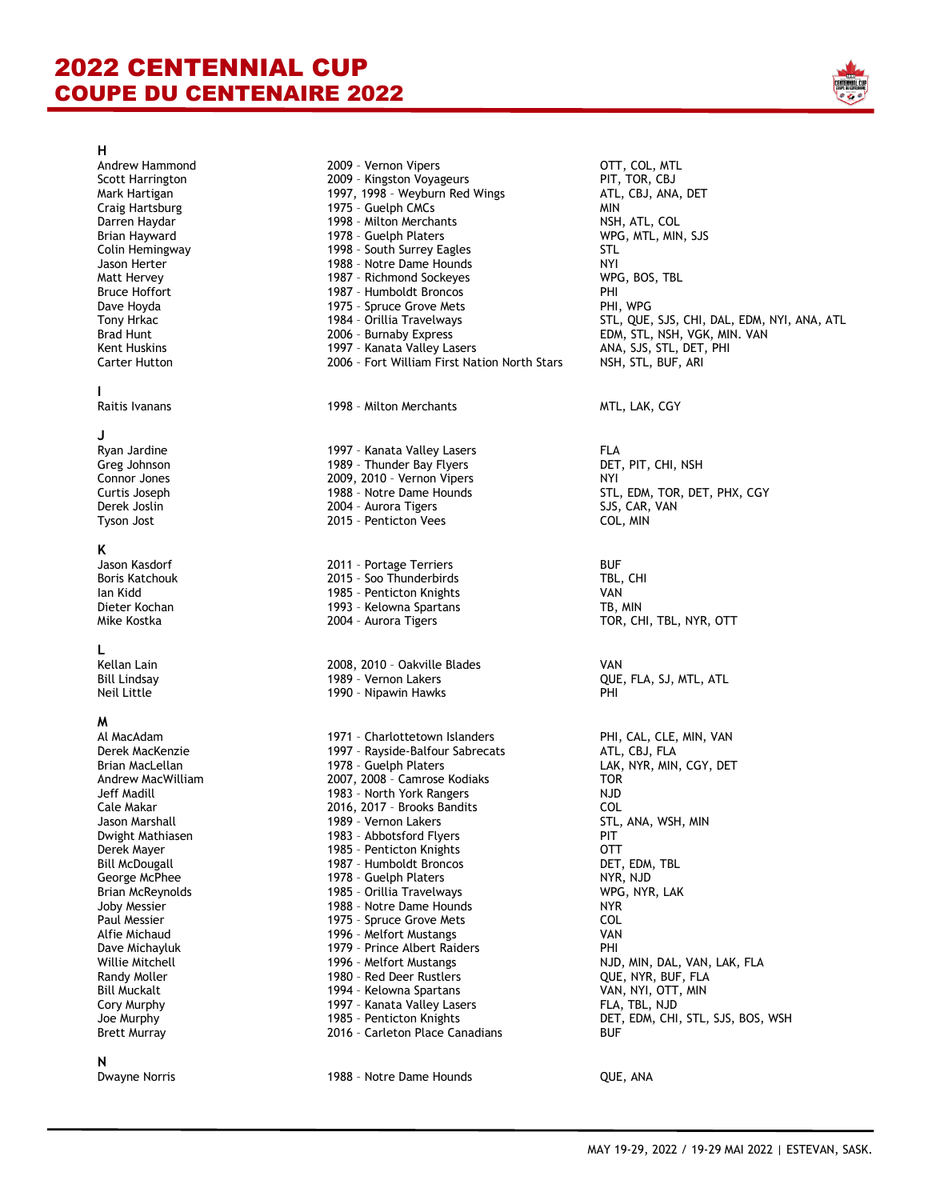# 2022 CENTENNIAL CUP
# COUPE DU CENTENAIRE 2022

**H**

| | | |
|---|---|---|
| Andrew Hammond | 2009 – Vernon Vipers | OTT, COL, MTL |
| Scott Harrington | 2009 – Kingston Voyageurs | PIT, TOR, CBJ |
| Mark Hartigan | 1997, 1998 – Weyburn Red Wings | ATL, CBJ, ANA, DET |
| Craig Hartsburg | 1975 – Guelph CMCs | MIN |
| Darren Haydar | 1998 – Milton Merchants | NSH, ATL, COL |
| Brian Hayward | 1978 – Guelph Platers | WPG, MTL, MIN, SJS |
| Colin Hemingway | 1998 – South Surrey Eagles | STL |
| Jason Herter | 1988 – Notre Dame Hounds | NYI |
| Matt Hervey | 1987 – Richmond Sockeyes | WPG, BOS, TBL |
| Bruce Hoffort | 1987 – Humboldt Broncos | PHI |
| Dave Hoyda | 1975 – Spruce Grove Mets | PHI, WPG |
| Tony Hrkac | 1984 – Orillia Travelways | STL, QUE, SJS, CHI, DAL, EDM, NYI, ANA, ATL |
| Brad Hunt | 2006 – Burnaby Express | EDM, STL, NSH, VGK, MIN. VAN |
| Kent Huskins | 1997 – Kanata Valley Lasers | ANA, SJS, STL, DET, PHI |
| Carter Hutton | 2006 – Fort William First Nation North Stars | NSH, STL, BUF, ARI |

**I**

| | | |
|---|---|---|
| Raitis Ivanans | 1998 – Milton Merchants | MTL, LAK, CGY |

**J**

| | | |
|---|---|---|
| Ryan Jardine | 1997 – Kanata Valley Lasers | FLA |
| Greg Johnson | 1989 – Thunder Bay Flyers | DET, PIT, CHI, NSH |
| Connor Jones | 2009, 2010 – Vernon Vipers | NYI |
| Curtis Joseph | 1988 – Notre Dame Hounds | STL, EDM, TOR, DET, PHX, CGY |
| Derek Joslin | 2004 – Aurora Tigers | SJS, CAR, VAN |
| Tyson Jost | 2015 – Penticton Vees | COL, MIN |

**K**

| | | |
|---|---|---|
| Jason Kasdorf | 2011 – Portage Terriers | BUF |
| Boris Katchouk | 2015 – Soo Thunderbirds | TBL, CHI |
| Ian Kidd | 1985 – Penticton Knights | VAN |
| Dieter Kochan | 1993 – Kelowna Spartans | TB, MIN |
| Mike Kostka | 2004 – Aurora Tigers | TOR, CHI, TBL, NYR, OTT |

**L**

| | | |
|---|---|---|
| Kellan Lain | 2008, 2010 – Oakville Blades | VAN |
| Bill Lindsay | 1989 – Vernon Lakers | QUE, FLA, SJ, MTL, ATL |
| Neil Little | 1990 – Nipawin Hawks | PHI |

**M**

| | | |
|---|---|---|
| Al MacAdam | 1971 – Charlottetown Islanders | PHI, CAL, CLE, MIN, VAN |
| Derek MacKenzie | 1997 – Rayside-Balfour Sabrecats | ATL, CBJ, FLA |
| Brian MacLellan | 1978 – Guelph Platers | LAK, NYR, MIN, CGY, DET |
| Andrew MacWilliam | 2007, 2008 – Camrose Kodiaks | TOR |
| Jeff Madill | 1983 – North York Rangers | NJD |
| Cale Makar | 2016, 2017 – Brooks Bandits | COL |
| Jason Marshall | 1989 – Vernon Lakers | STL, ANA, WSH, MIN |
| Dwight Mathiasen | 1983 – Abbotsford Flyers | PIT |
| Derek Mayer | 1985 – Penticton Knights | OTT |
| Bill McDougall | 1987 – Humboldt Broncos | DET, EDM, TBL |
| George McPhee | 1978 – Guelph Platers | NYR, NJD |
| Brian McReynolds | 1985 – Orillia Travelways | WPG, NYR, LAK |
| Joby Messier | 1988 – Notre Dame Hounds | NYR |
| Paul Messier | 1975 – Spruce Grove Mets | COL |
| Alfie Michaud | 1996 – Melfort Mustangs | VAN |
| Dave Michayluk | 1979 – Prince Albert Raiders | PHI |
| Willie Mitchell | 1996 – Melfort Mustangs | NJD, MIN, DAL, VAN, LAK, FLA |
| Randy Moller | 1980 – Red Deer Rustlers | QUE, NYR, BUF, FLA |
| Bill Muckalt | 1994 – Kelowna Spartans | VAN, NYI, OTT, MIN |
| Cory Murphy | 1997 – Kanata Valley Lasers | FLA, TBL, NJD |
| Joe Murphy | 1985 – Penticton Knights | DET, EDM, CHI, STL, SJS, BOS, WSH |
| Brett Murray | 2016 – Carleton Place Canadians | BUF |

**N**

| | | |
|---|---|---|
| Dwayne Norris | 1988 – Notre Dame Hounds | QUE, ANA |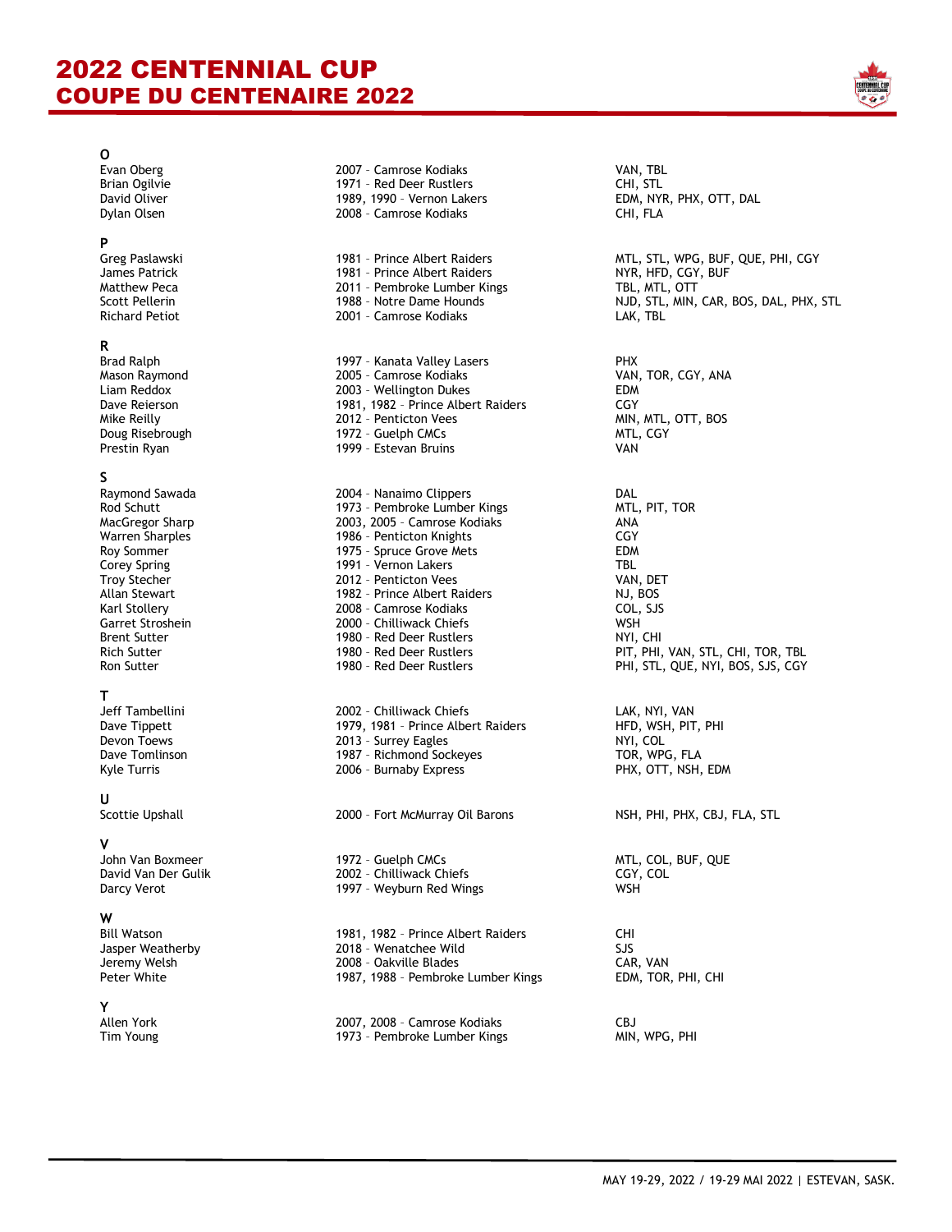# 2022 CENTENNIAL CUP
# COUPE DU CENTENAIRE 2022

**O**

| | | |
|---|---|---|
| Evan Oberg | 2007 – Camrose Kodiaks | VAN, TBL |
| Brian Ogilvie | 1971 – Red Deer Rustlers | CHI, STL |
| David Oliver | 1989, 1990 – Vernon Lakers | EDM, NYR, PHX, OTT, DAL |
| Dylan Olsen | 2008 – Camrose Kodiaks | CHI, FLA |

**P**

| | | |
|---|---|---|
| Greg Paslawski | 1981 – Prince Albert Raiders | MTL, STL, WPG, BUF, QUE, PHI, CGY |
| James Patrick | 1981 – Prince Albert Raiders | NYR, HFD, CGY, BUF |
| Matthew Peca | 2011 – Pembroke Lumber Kings | TBL, MTL, OTT |
| Scott Pellerin | 1988 – Notre Dame Hounds | NJD, STL, MIN, CAR, BOS, DAL, PHX, STL |
| Richard Petiot | 2001 – Camrose Kodiaks | LAK, TBL |

**R**

| | | |
|---|---|---|
| Brad Ralph | 1997 – Kanata Valley Lasers | PHX |
| Mason Raymond | 2005 – Camrose Kodiaks | VAN, TOR, CGY, ANA |
| Liam Reddox | 2003 – Wellington Dukes | EDM |
| Dave Reierson | 1981, 1982 – Prince Albert Raiders | CGY |
| Mike Reilly | 2012 – Penticton Vees | MIN, MTL, OTT, BOS |
| Doug Risebrough | 1972 – Guelph CMCs | MTL, CGY |
| Prestin Ryan | 1999 – Estevan Bruins | VAN |

**S**

| | | |
|---|---|---|
| Raymond Sawada | 2004 – Nanaimo Clippers | DAL |
| Rod Schutt | 1973 – Pembroke Lumber Kings | MTL, PIT, TOR |
| MacGregor Sharp | 2003, 2005 – Camrose Kodiaks | ANA |
| Warren Sharples | 1986 – Penticton Knights | CGY |
| Roy Sommer | 1975 – Spruce Grove Mets | EDM |
| Corey Spring | 1991 – Vernon Lakers | TBL |
| Troy Stecher | 2012 – Penticton Vees | VAN, DET |
| Allan Stewart | 1982 – Prince Albert Raiders | NJ, BOS |
| Karl Stollery | 2008 – Camrose Kodiaks | COL, SJS |
| Garret Stroshein | 2000 – Chilliwack Chiefs | WSH |
| Brent Sutter | 1980 – Red Deer Rustlers | NYI, CHI |
| Rich Sutter | 1980 – Red Deer Rustlers | PIT, PHI, VAN, STL, CHI, TOR, TBL |
| Ron Sutter | 1980 – Red Deer Rustlers | PHI, STL, QUE, NYI, BOS, SJS, CGY |

**T**

| | | |
|---|---|---|
| Jeff Tambellini | 2002 – Chilliwack Chiefs | LAK, NYI, VAN |
| Dave Tippett | 1979, 1981 – Prince Albert Raiders | HFD, WSH, PIT, PHI |
| Devon Toews | 2013 – Surrey Eagles | NYI, COL |
| Dave Tomlinson | 1987 – Richmond Sockeyes | TOR, WPG, FLA |
| Kyle Turris | 2006 – Burnaby Express | PHX, OTT, NSH, EDM |

**U**

| | | |
|---|---|---|
| Scottie Upshall | 2000 – Fort McMurray Oil Barons | NSH, PHI, PHX, CBJ, FLA, STL |

**V**

| | | |
|---|---|---|
| John Van Boxmeer | 1972 – Guelph CMCs | MTL, COL, BUF, QUE |
| David Van Der Gulik | 2002 – Chilliwack Chiefs | CGY, COL |
| Darcy Verot | 1997 – Weyburn Red Wings | WSH |

**W**

| | | |
|---|---|---|
| Bill Watson | 1981, 1982 – Prince Albert Raiders | CHI |
| Jasper Weatherby | 2018 – Wenatchee Wild | SJS |
| Jeremy Welsh | 2008 – Oakville Blades | CAR, VAN |
| Peter White | 1987, 1988 – Pembroke Lumber Kings | EDM, TOR, PHI, CHI |

**Y**

| | | |
|---|---|---|
| Allen York | 2007, 2008 – Camrose Kodiaks | CBJ |
| Tim Young | 1973 – Pembroke Lumber Kings | MIN, WPG, PHI |